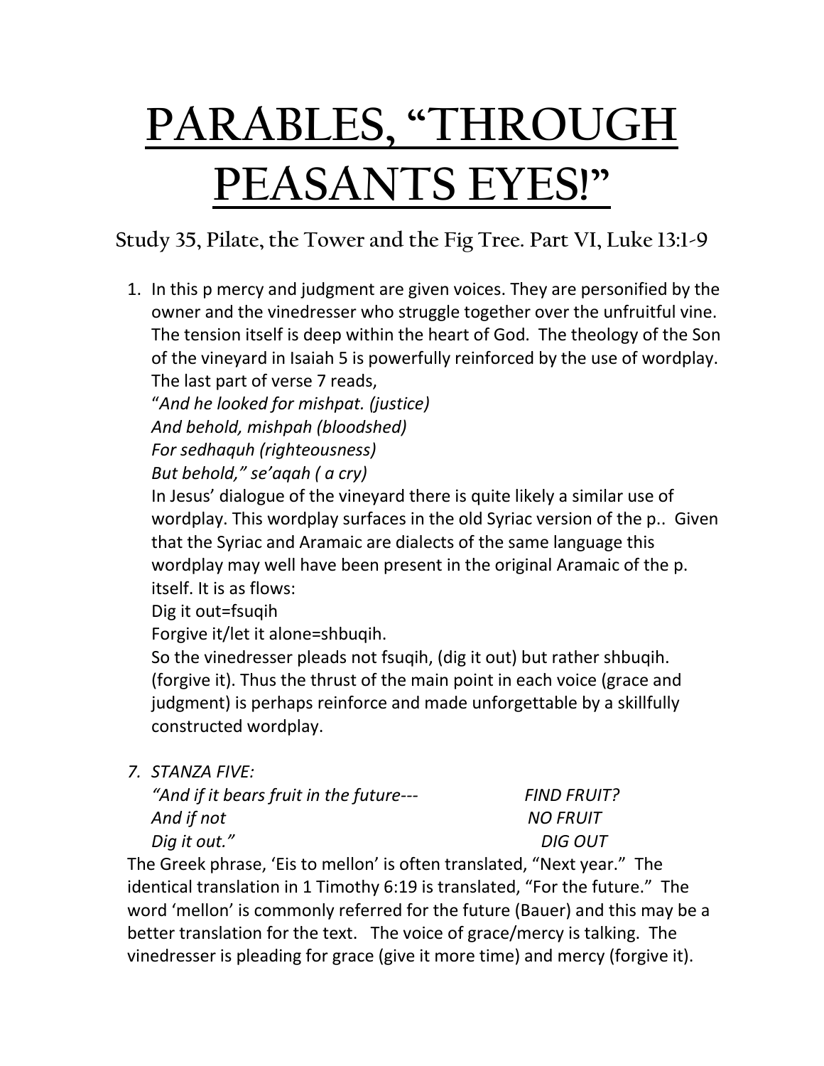# PARABLES, "THROUGH PEASANTS EYES!"

## Study 35, Pilate, the Tower and the Fig Tree. Part VI, Luke 13:1-9

1. In this p mercy and judgment are given voices. They are personified by the owner and the vinedresser who struggle together over the unfruitful vine. The tension itself is deep within the heart of God. The theology of the Son of the vineyard in Isaiah 5 is powerfully reinforced by the use of wordplay. The last part of verse 7 reads,
   "*And he looked for mishpat. (justice)*
   *And behold, mishpah (bloodshed)*
   *For sedhaquh (righteousness)*
   *But behold," se'aqah ( a cry)*
   In Jesus' dialogue of the vineyard there is quite likely a similar use of wordplay. This wordplay surfaces in the old Syriac version of the p.. Given that the Syriac and Aramaic are dialects of the same language this wordplay may well have been present in the original Aramaic of the p. itself. It is as flows:
   Dig it out=fsuqih
   Forgive it/let it alone=shbuqih.
   So the vinedresser pleads not fsuqih, (dig it out) but rather shbuqih. (forgive it). Thus the thrust of the main point in each voice (grace and judgment) is perhaps reinforce and made unforgettable by a skillfully constructed wordplay.

7. *STANZA FIVE:*
   *"And if it bears fruit in the future---* *FIND FRUIT?*
   *And if not* *NO FRUIT*
   *Dig it out."* *DIG OUT*

The Greek phrase, 'Eis to mellon' is often translated, "Next year." The identical translation in 1 Timothy 6:19 is translated, "For the future." The word 'mellon' is commonly referred for the future (Bauer) and this may be a better translation for the text. The voice of grace/mercy is talking. The vinedresser is pleading for grace (give it more time) and mercy (forgive it).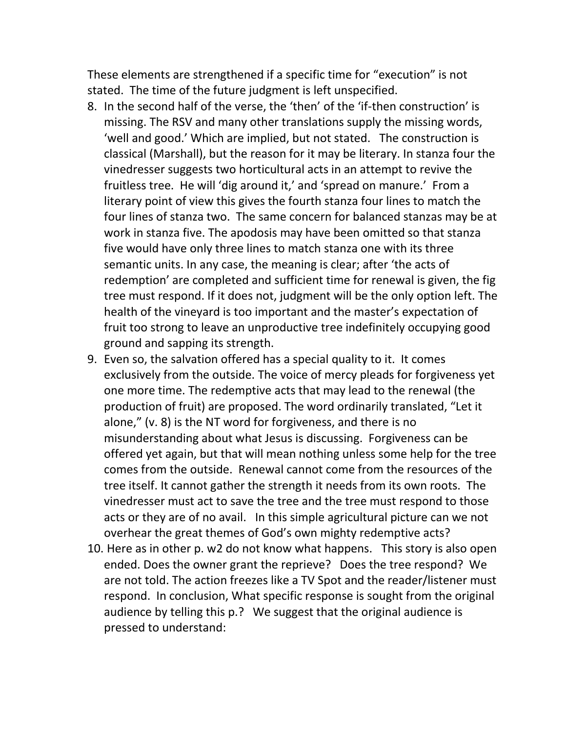These elements are strengthened if a specific time for "execution" is not stated. The time of the future judgment is left unspecified.

8. In the second half of the verse, the 'then' of the 'if-then construction' is missing. The RSV and many other translations supply the missing words, 'well and good.' Which are implied, but not stated. The construction is classical (Marshall), but the reason for it may be literary. In stanza four the vinedresser suggests two horticultural acts in an attempt to revive the fruitless tree. He will 'dig around it,' and 'spread on manure.' From a literary point of view this gives the fourth stanza four lines to match the four lines of stanza two. The same concern for balanced stanzas may be at work in stanza five. The apodosis may have been omitted so that stanza five would have only three lines to match stanza one with its three semantic units. In any case, the meaning is clear; after 'the acts of redemption' are completed and sufficient time for renewal is given, the fig tree must respond. If it does not, judgment will be the only option left. The health of the vineyard is too important and the master's expectation of fruit too strong to leave an unproductive tree indefinitely occupying good ground and sapping its strength.
9. Even so, the salvation offered has a special quality to it. It comes exclusively from the outside. The voice of mercy pleads for forgiveness yet one more time. The redemptive acts that may lead to the renewal (the production of fruit) are proposed. The word ordinarily translated, "Let it alone," (v. 8) is the NT word for forgiveness, and there is no misunderstanding about what Jesus is discussing. Forgiveness can be offered yet again, but that will mean nothing unless some help for the tree comes from the outside. Renewal cannot come from the resources of the tree itself. It cannot gather the strength it needs from its own roots. The vinedresser must act to save the tree and the tree must respond to those acts or they are of no avail. In this simple agricultural picture can we not overhear the great themes of God's own mighty redemptive acts?
10. Here as in other p. w2 do not know what happens. This story is also open ended. Does the owner grant the reprieve? Does the tree respond? We are not told. The action freezes like a TV Spot and the reader/listener must respond. In conclusion, What specific response is sought from the original audience by telling this p.? We suggest that the original audience is pressed to understand: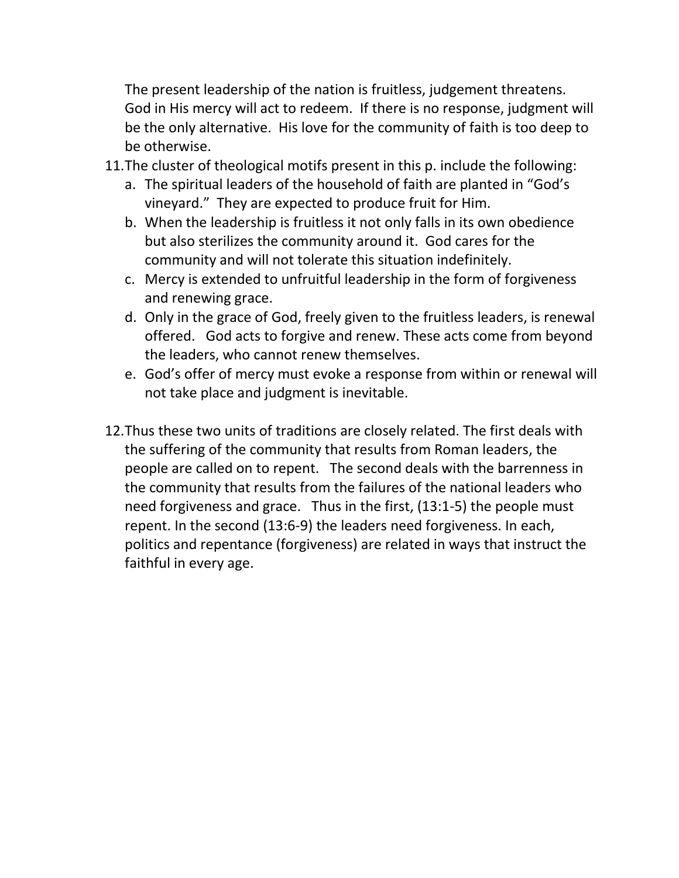The present leadership of the nation is fruitless, judgement threatens. God in His mercy will act to redeem. If there is no response, judgment will be the only alternative. His love for the community of faith is too deep to be otherwise.

11. The cluster of theological motifs present in this p. include the following:
    a. The spiritual leaders of the household of faith are planted in "God's vineyard." They are expected to produce fruit for Him.
    b. When the leadership is fruitless it not only falls in its own obedience but also sterilizes the community around it. God cares for the community and will not tolerate this situation indefinitely.
    c. Mercy is extended to unfruitful leadership in the form of forgiveness and renewing grace.
    d. Only in the grace of God, freely given to the fruitless leaders, is renewal offered. God acts to forgive and renew. These acts come from beyond the leaders, who cannot renew themselves.
    e. God's offer of mercy must evoke a response from within or renewal will not take place and judgment is inevitable.

12. Thus these two units of traditions are closely related. The first deals with the suffering of the community that results from Roman leaders, the people are called on to repent. The second deals with the barrenness in the community that results from the failures of the national leaders who need forgiveness and grace. Thus in the first, (13:1-5) the people must repent. In the second (13:6-9) the leaders need forgiveness. In each, politics and repentance (forgiveness) are related in ways that instruct the faithful in every age.